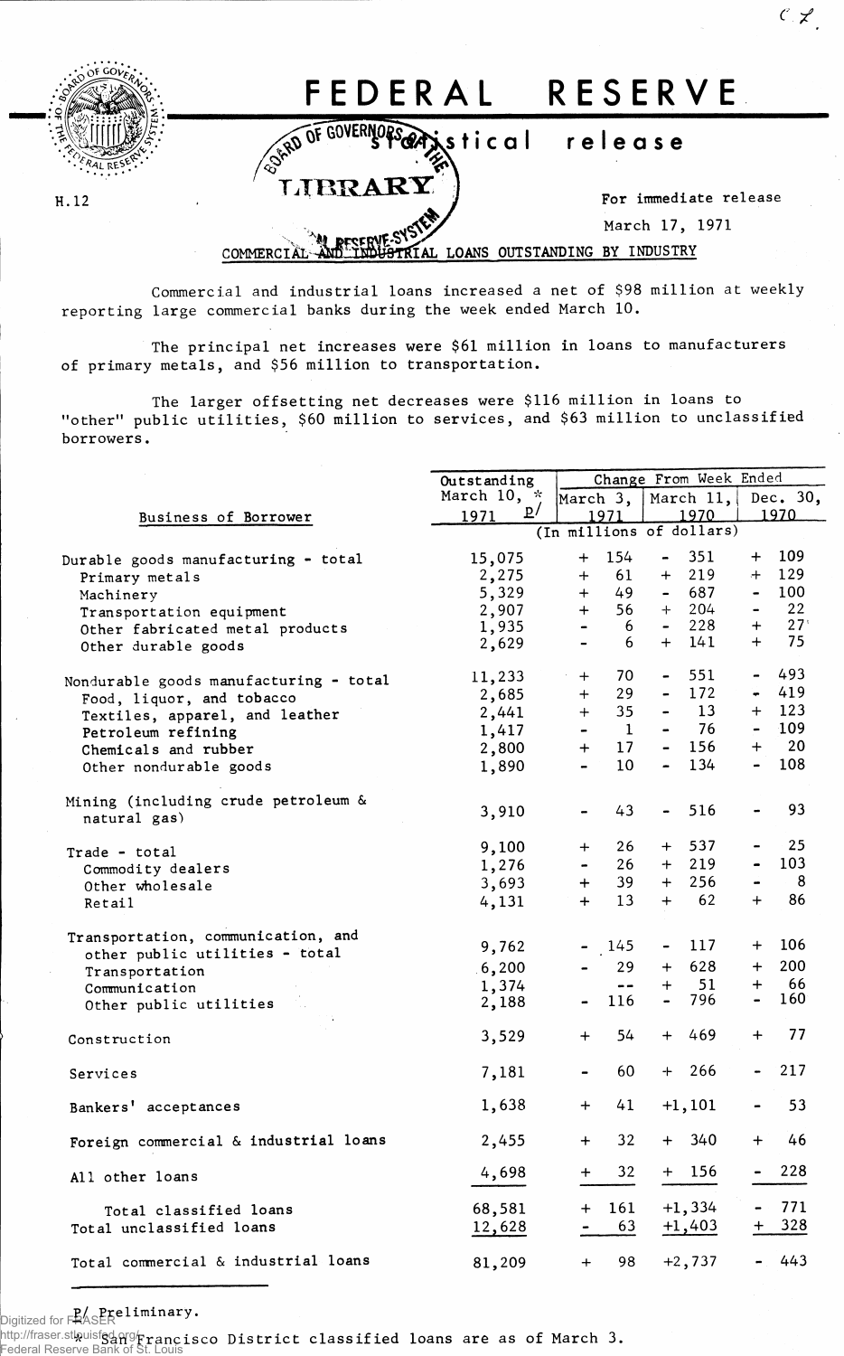# FEDERAL RESERVE

## statistical release

H.12

For immediate release

March 17, 1971

### COMMERCIAL AND INDUSTRIAL LOANS OUTSTANDING BY INDUSTRY

Commercial and industrial loans increased a net of $98 million at weekly reporting large commercial banks during the week ended March 10.

The principal net increases were $61 million in loans to manufacturers of primary metals, and $56 million to transportation.

The larger offsetting net decreases were $116 million in loans to "other" public utilities, $60 million to services, and $63 million to unclassified borrowers.

| Business of Borrower | Outstanding March 10, * 1971 p/ | Change From Week Ended March 3, 1971 | March 11, 1970 | Dec. 30, 1970 |
|---|---|---|---|---|
| | (In millions of dollars) | | | |
| Durable goods manufacturing - total | 15,075 | + 154 | - 351 | + 109 |
| Primary metals | 2,275 | + 61 | + 219 | + 129 |
| Machinery | 5,329 | + 49 | - 687 | - 100 |
| Transportation equipment | 2,907 | + 56 | + 204 | - 22 |
| Other fabricated metal products | 1,935 | - 6 | - 228 | + 27 |
| Other durable goods | 2,629 | - 6 | + 141 | + 75 |
| Nondurable goods manufacturing - total | 11,233 | + 70 | - 551 | - 493 |
| Food, liquor, and tobacco | 2,685 | + 29 | - 172 | - 419 |
| Textiles, apparel, and leather | 2,441 | + 35 | - 13 | + 123 |
| Petroleum refining | 1,417 | - 1 | - 76 | - 109 |
| Chemicals and rubber | 2,800 | + 17 | - 156 | + 20 |
| Other nondurable goods | 1,890 | - 10 | - 134 | - 108 |
| Mining (including crude petroleum & natural gas) | 3,910 | - 43 | - 516 | - 93 |
| Trade - total | 9,100 | + 26 | + 537 | - 25 |
| Commodity dealers | 1,276 | - 26 | + 219 | - 103 |
| Other wholesale | 3,693 | + 39 | + 256 | - 8 |
| Retail | 4,131 | + 13 | + 62 | + 86 |
| Transportation, communication, and other public utilities - total | 9,762 | - 145 | - 117 | + 106 |
| Transportation | 6,200 | - 29 | + 628 | + 200 |
| Communication | 1,374 | -- | + 51 | + 66 |
| Other public utilities | 2,188 | - 116 | - 796 | - 160 |
| Construction | 3,529 | + 54 | + 469 | + 77 |
| Services | 7,181 | - 60 | + 266 | - 217 |
| Bankers' acceptances | 1,638 | + 41 | +1,101 | - 53 |
| Foreign commercial & industrial loans | 2,455 | + 32 | + 340 | + 46 |
| All other loans | 4,698 | + 32 | + 156 | - 228 |
| Total classified loans | 68,581 | + 161 | +1,334 | - 771 |
| Total unclassified loans | 12,628 | - 63 | +1,403 | + 328 |
| Total commercial & industrial loans | 81,209 | + 98 | +2,737 | - 443 |

p/ Preliminary.

\* San Francisco District classified loans are as of March 3.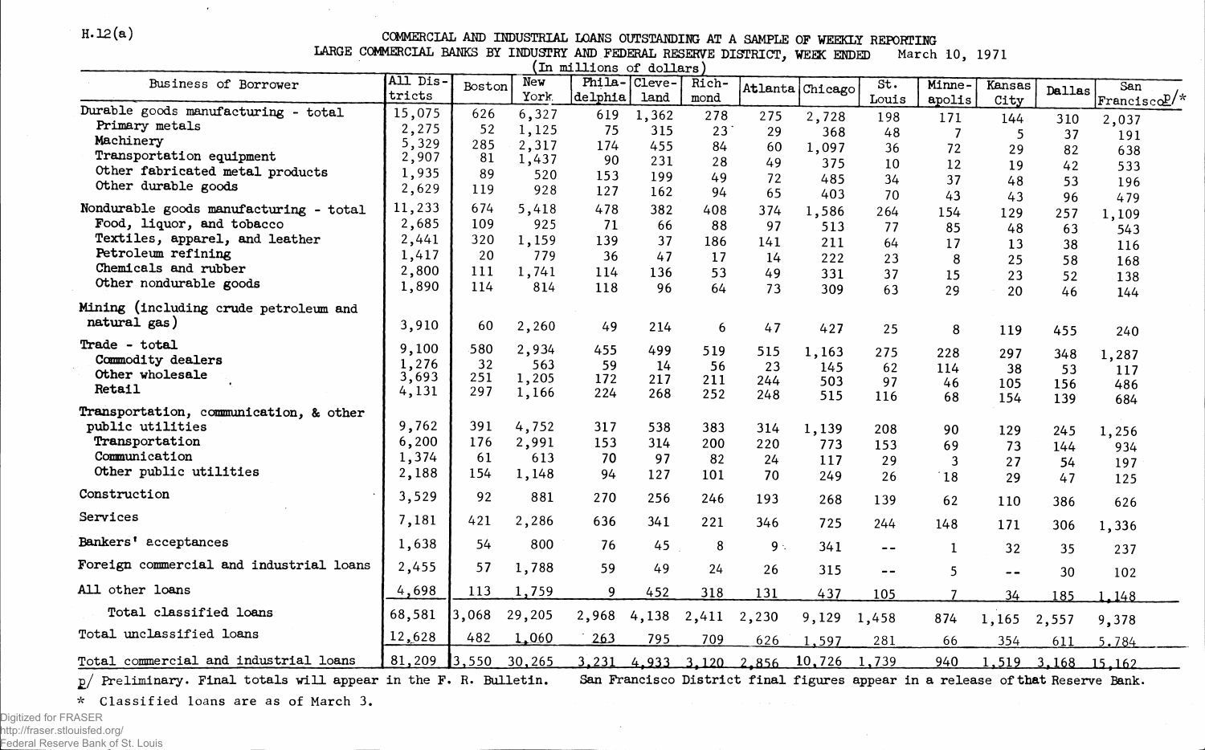H.12(a)

COMMERCIAL AND INDUSTRIAL LOANS OUTSTANDING AT A SAMPLE OF WEEKLY REPORTING LARGE COMMERCIAL BANKS BY INDUSTRY AND FEDERAL RESERVE DISTRICT, WEEK ENDED March 10, 1971

(In millions of dollars)

| Business of Borrower | All Districts | Boston | New York | Philadelphia | Cleveland | Richmond | Atlanta | Chicago | St. Louis | Minneapolis | Kansas City | Dallas | San Francisco p/* |
|---|---|---|---|---|---|---|---|---|---|---|---|---|---|
| Durable goods manufacturing - total | 15,075 | 626 | 6,327 | 619 | 1,362 | 278 | 275 | 2,728 | 198 | 171 | 144 | 310 | 2,037 |
| Primary metals | 2,275 | 52 | 1,125 | 75 | 315 | 23 | 29 | 368 | 48 | 7 | 5 | 37 | 191 |
| Machinery | 5,329 | 285 | 2,317 | 174 | 455 | 84 | 60 | 1,097 | 36 | 72 | 29 | 82 | 638 |
| Transportation equipment | 2,907 | 81 | 1,437 | 90 | 231 | 28 | 49 | 375 | 10 | 12 | 19 | 42 | 533 |
| Other fabricated metal products | 1,935 | 89 | 520 | 153 | 199 | 49 | 72 | 485 | 34 | 37 | 48 | 53 | 196 |
| Other durable goods | 2,629 | 119 | 928 | 127 | 162 | 94 | 65 | 403 | 70 | 43 | 43 | 96 | 479 |
| Nondurable goods manufacturing - total | 11,233 | 674 | 5,418 | 478 | 382 | 408 | 374 | 1,586 | 264 | 154 | 129 | 257 | 1,109 |
| Food, liquor, and tobacco | 2,685 | 109 | 925 | 71 | 66 | 88 | 97 | 513 | 77 | 85 | 48 | 63 | 543 |
| Textiles, apparel, and leather | 2,441 | 320 | 1,159 | 139 | 37 | 186 | 141 | 211 | 64 | 17 | 13 | 38 | 116 |
| Petroleum refining | 1,417 | 20 | 779 | 36 | 47 | 17 | 14 | 222 | 23 | 8 | 25 | 58 | 168 |
| Chemicals and rubber | 2,800 | 111 | 1,741 | 114 | 136 | 53 | 49 | 331 | 37 | 15 | 23 | 52 | 138 |
| Other nondurable goods | 1,890 | 114 | 814 | 118 | 96 | 64 | 73 | 309 | 63 | 29 | 20 | 46 | 144 |
| Mining (including crude petroleum and natural gas) | 3,910 | 60 | 2,260 | 49 | 214 | 6 | 47 | 427 | 25 | 8 | 119 | 455 | 240 |
| Trade - total | 9,100 | 580 | 2,934 | 455 | 499 | 519 | 515 | 1,163 | 275 | 228 | 297 | 348 | 1,287 |
| Commodity dealers | 1,276 | 32 | 563 | 59 | 14 | 56 | 23 | 145 | 62 | 114 | 38 | 53 | 117 |
| Other wholesale | 3,693 | 251 | 1,205 | 172 | 217 | 211 | 244 | 503 | 97 | 46 | 105 | 156 | 486 |
| Retail | 4,131 | 297 | 1,166 | 224 | 268 | 252 | 248 | 515 | 116 | 68 | 154 | 139 | 684 |
| Transportation, communication, & other public utilities | 9,762 | 391 | 4,752 | 317 | 538 | 383 | 314 | 1,139 | 208 | 90 | 129 | 245 | 1,256 |
| Transportation | 6,200 | 176 | 2,991 | 153 | 314 | 200 | 220 | 773 | 153 | 69 | 73 | 144 | 934 |
| Communication | 1,374 | 61 | 613 | 70 | 97 | 82 | 24 | 117 | 29 | 3 | 27 | 54 | 197 |
| Other public utilities | 2,188 | 154 | 1,148 | 94 | 127 | 101 | 70 | 249 | 26 | 18 | 29 | 47 | 125 |
| Construction | 3,529 | 92 | 881 | 270 | 256 | 246 | 193 | 268 | 139 | 62 | 110 | 386 | 626 |
| Services | 7,181 | 421 | 2,286 | 636 | 341 | 221 | 346 | 725 | 244 | 148 | 171 | 306 | 1,336 |
| Bankers' acceptances | 1,638 | 54 | 800 | 76 | 45 | 8 | 9 | 341 | -- | 1 | 32 | 35 | 237 |
| Foreign commercial and industrial loans | 2,455 | 57 | 1,788 | 59 | 49 | 24 | 26 | 315 | -- | 5 | -- | 30 | 102 |
| All other loans | 4,698 | 113 | 1,759 | 9 | 452 | 318 | 131 | 437 | 105 | 7 | 34 | 185 | 1,148 |
| Total classified loans | 68,581 | 3,068 | 29,205 | 2,968 | 4,138 | 2,411 | 2,230 | 9,129 | 1,458 | 874 | 1,165 | 2,557 | 9,378 |
| Total unclassified loans | 12,628 | 482 | 1,060 | 263 | 795 | 709 | 626 | 1,597 | 281 | 66 | 354 | 611 | 5,784 |
| Total commercial and industrial loans | 81,209 | 3,550 | 30,265 | 3,231 | 4,933 | 3,120 | 2,856 | 10,726 | 1,739 | 940 | 1,519 | 3,168 | 15,162 |

p/ Preliminary. Final totals will appear in the F. R. Bulletin. San Francisco District final figures appear in a release of that Reserve Bank.

\* Classified loans are as of March 3.